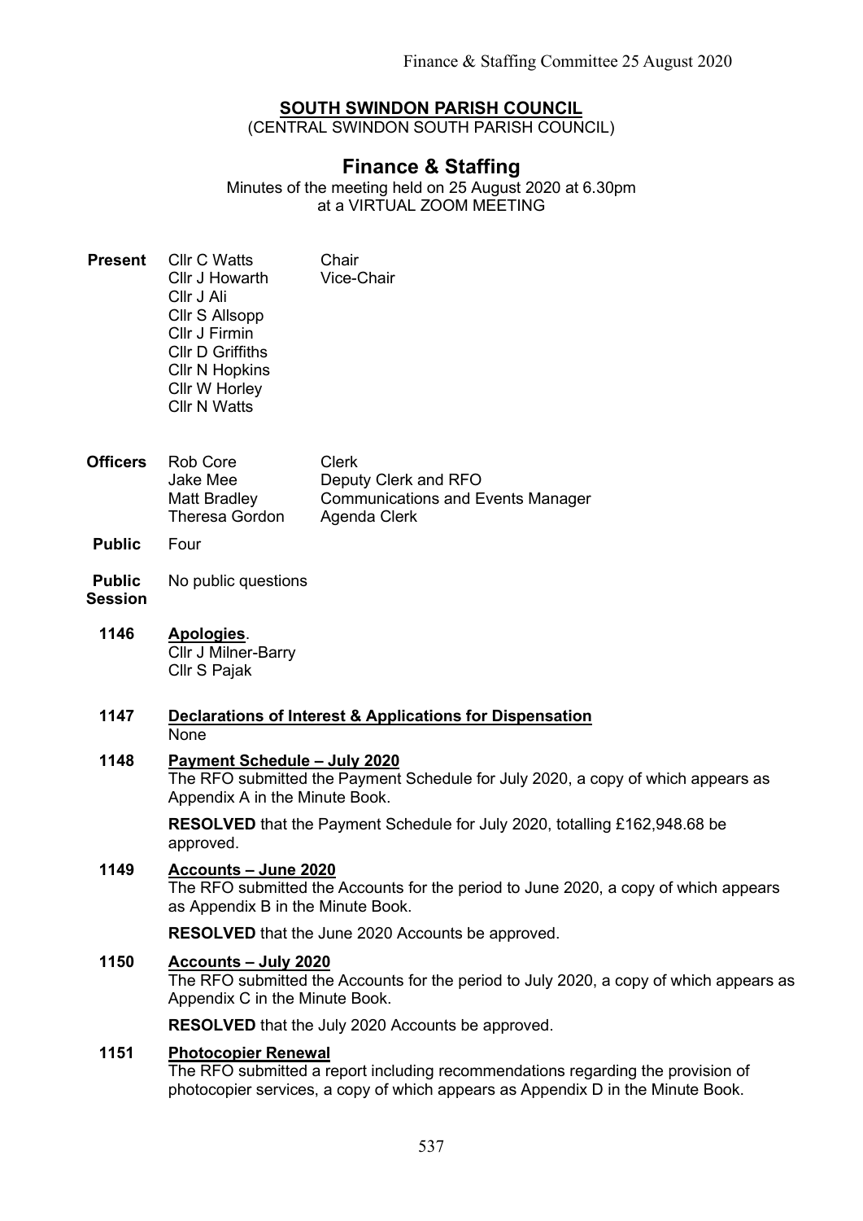# SOUTH SWINDON PARISH COUNCIL

(CENTRAL SWINDON SOUTH PARISH COUNCIL)

## Finance & Staffing

Minutes of the meeting held on 25 August 2020 at 6.30pm
at a VIRTUAL ZOOM MEETING

**Present**

| | |
|---|---|
| Cllr C Watts | Chair |
| Cllr J Howarth | Vice-Chair |
| Cllr J Ali | |
| Cllr S Allsopp | |
| Cllr J Firmin | |
| Cllr D Griffiths | |
| Cllr N Hopkins | |
| Cllr W Horley | |
| Cllr N Watts | |

**Officers**

| | |
|---|---|
| Rob Core | Clerk |
| Jake Mee | Deputy Clerk and RFO |
| Matt Bradley | Communications and Events Manager |
| Theresa Gordon | Agenda Clerk |

**Public** Four

**Public Session** No public questions

**1146 Apologies.**

Cllr J Milner-Barry
Cllr S Pajak

**1147 Declarations of Interest & Applications for Dispensation**

None

**1148 Payment Schedule – July 2020**

The RFO submitted the Payment Schedule for July 2020, a copy of which appears as Appendix A in the Minute Book.

**RESOLVED** that the Payment Schedule for July 2020, totalling £162,948.68 be approved.

**1149 Accounts – June 2020**

The RFO submitted the Accounts for the period to June 2020, a copy of which appears as Appendix B in the Minute Book.

**RESOLVED** that the June 2020 Accounts be approved.

**1150 Accounts – July 2020**

The RFO submitted the Accounts for the period to July 2020, a copy of which appears as Appendix C in the Minute Book.

**RESOLVED** that the July 2020 Accounts be approved.

**1151 Photocopier Renewal**

The RFO submitted a report including recommendations regarding the provision of photocopier services, a copy of which appears as Appendix D in the Minute Book.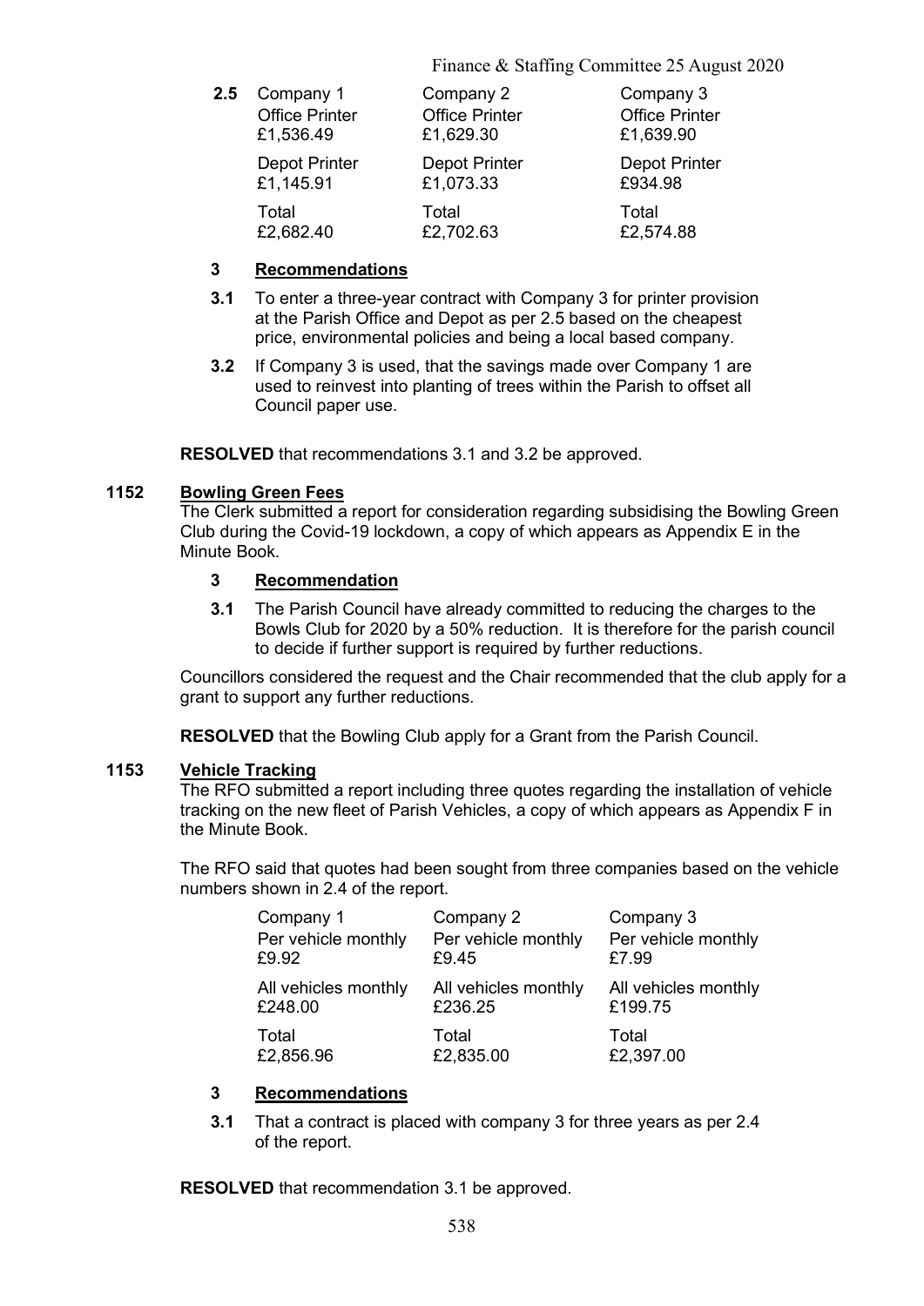**2.5**

| Company 1 | Company 2 | Company 3 |
|---|---|---|
| Office Printer £1,536.49 | Office Printer £1,629.30 | Office Printer £1,639.90 |
| Depot Printer £1,145.91 | Depot Printer £1,073.33 | Depot Printer £934.98 |
| Total £2,682.40 | Total £2,702.63 | Total £2,574.88 |

**3 Recommendations**

**3.1** To enter a three-year contract with Company 3 for printer provision at the Parish Office and Depot as per 2.5 based on the cheapest price, environmental policies and being a local based company.

**3.2** If Company 3 is used, that the savings made over Company 1 are used to reinvest into planting of trees within the Parish to offset all Council paper use.

**RESOLVED** that recommendations 3.1 and 3.2 be approved.

## 1152 Bowling Green Fees

The Clerk submitted a report for consideration regarding subsidising the Bowling Green Club during the Covid-19 lockdown, a copy of which appears as Appendix E in the Minute Book.

**3 Recommendation**

**3.1** The Parish Council have already committed to reducing the charges to the Bowls Club for 2020 by a 50% reduction. It is therefore for the parish council to decide if further support is required by further reductions.

Councillors considered the request and the Chair recommended that the club apply for a grant to support any further reductions.

**RESOLVED** that the Bowling Club apply for a Grant from the Parish Council.

## 1153 Vehicle Tracking

The RFO submitted a report including three quotes regarding the installation of vehicle tracking on the new fleet of Parish Vehicles, a copy of which appears as Appendix F in the Minute Book.

The RFO said that quotes had been sought from three companies based on the vehicle numbers shown in 2.4 of the report.

| Company 1 | Company 2 | Company 3 |
|---|---|---|
| Per vehicle monthly £9.92 | Per vehicle monthly £9.45 | Per vehicle monthly £7.99 |
| All vehicles monthly £248.00 | All vehicles monthly £236.25 | All vehicles monthly £199.75 |
| Total £2,856.96 | Total £2,835.00 | Total £2,397.00 |

**3 Recommendations**

**3.1** That a contract is placed with company 3 for three years as per 2.4 of the report.

**RESOLVED** that recommendation 3.1 be approved.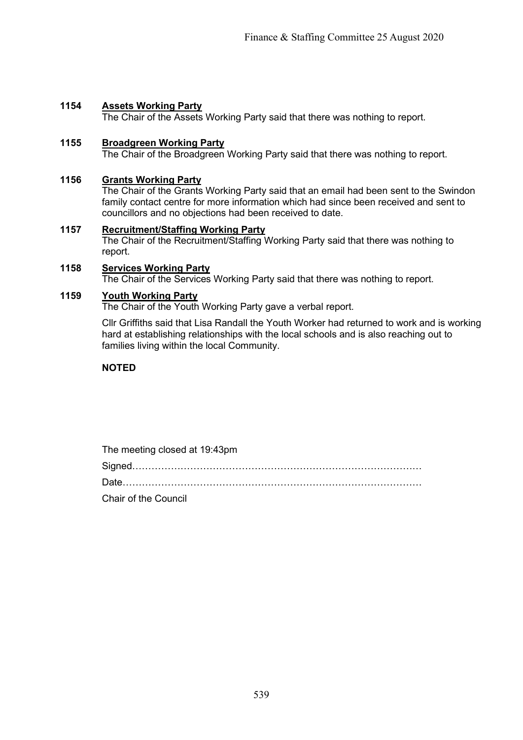**1154 Assets Working Party**

The Chair of the Assets Working Party said that there was nothing to report.

**1155 Broadgreen Working Party**

The Chair of the Broadgreen Working Party said that there was nothing to report.

**1156 Grants Working Party**

The Chair of the Grants Working Party said that an email had been sent to the Swindon family contact centre for more information which had since been received and sent to councillors and no objections had been received to date.

**1157 Recruitment/Staffing Working Party**

The Chair of the Recruitment/Staffing Working Party said that there was nothing to report.

**1158 Services Working Party**

The Chair of the Services Working Party said that there was nothing to report.

**1159 Youth Working Party**

The Chair of the Youth Working Party gave a verbal report.

Cllr Griffiths said that Lisa Randall the Youth Worker had returned to work and is working hard at establishing relationships with the local schools and is also reaching out to families living within the local Community.

**NOTED**

The meeting closed at 19:43pm

Signed………………………………………………………………………………

Date…………………………………………………………………………………

Chair of the Council